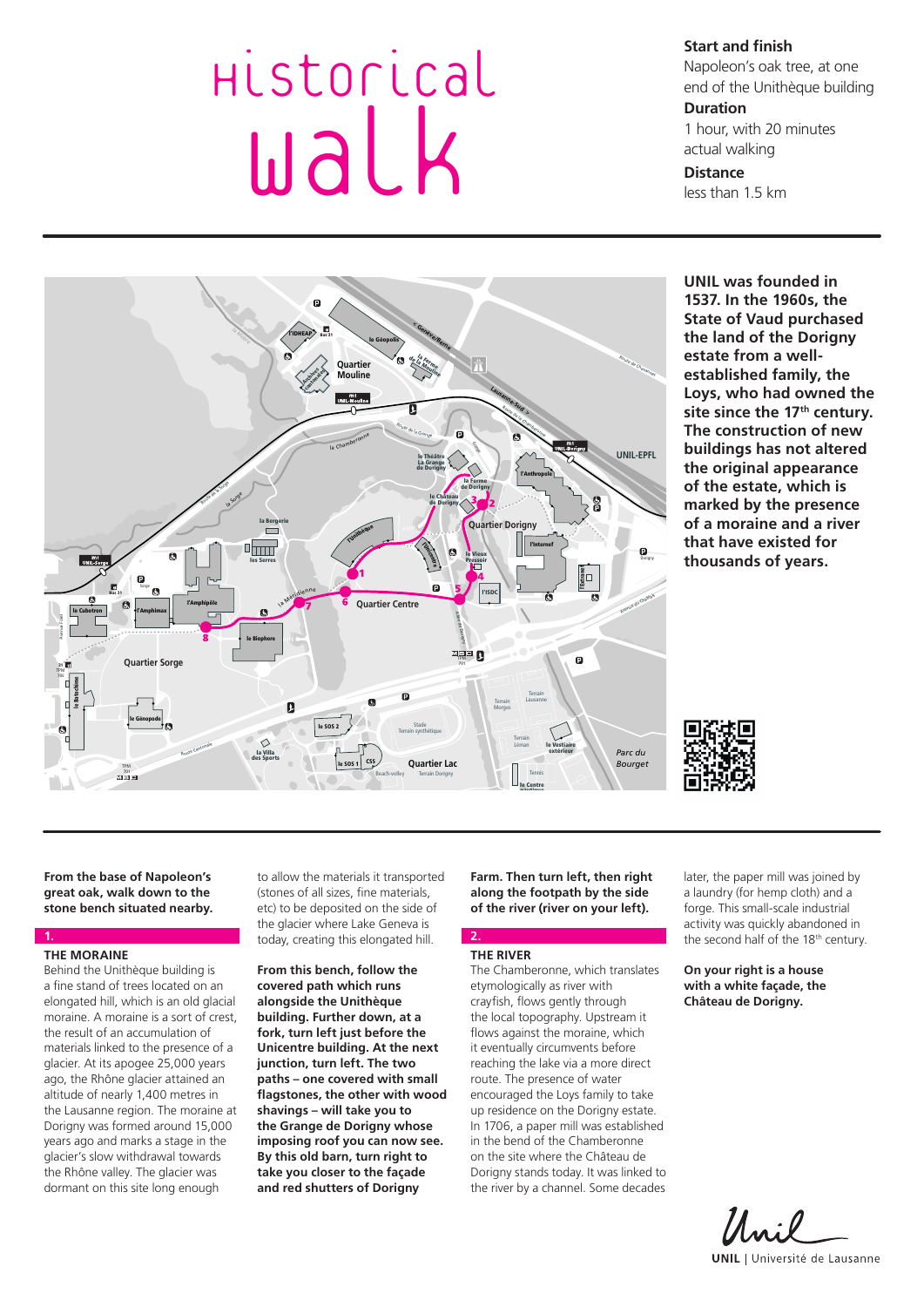# Historical walk

**Start and finish**
Napoleon's oak tree, at one end of the Unithèque building

**Duration**
1 hour, with 20 minutes actual walking

**Distance**
less than 1.5 km

**UNIL was founded in 1537. In the 1960s, the State of Vaud purchased the land of the Dorigny estate from a well-established family, the Loys, who had owned the site since the 17th century. The construction of new buildings has not altered the original appearance of the estate, which is marked by the presence of a moraine and a river that have existed for thousands of years.**

**From the base of Napoleon's great oak, walk down to the stone bench situated nearby.**

## 1. THE MORAINE

Behind the Unithèque building is a fine stand of trees located on an elongated hill, which is an old glacial moraine. A moraine is a sort of crest, the result of an accumulation of materials linked to the presence of a glacier. At its apogee 25,000 years ago, the Rhône glacier attained an altitude of nearly 1,400 metres in the Lausanne region. The moraine at Dorigny was formed around 15,000 years ago and marks a stage in the glacier's slow withdrawal towards the Rhône valley. The glacier was dormant on this site long enough to allow the materials it transported (stones of all sizes, fine materials, etc) to be deposited on the side of the glacier where Lake Geneva is today, creating this elongated hill.

**From this bench, follow the covered path which runs alongside the Unithèque building. Further down, at a fork, turn left just before the Unicentre building. At the next junction, turn left. The two paths – one covered with small flagstones, the other with wood shavings – will take you to the Grange de Dorigny whose imposing roof you can now see. By this old barn, turn right to take you closer to the façade and red shutters of Dorigny Farm. Then turn left, then right along the footpath by the side of the river (river on your left).**

## 2. THE RIVER

The Chamberonne, which translates etymologically as river with crayfish, flows gently through the local topography. Upstream it flows against the moraine, which it eventually circumvents before reaching the lake via a more direct route. The presence of water encouraged the Loys family to take up residence on the Dorigny estate. In 1706, a paper mill was established in the bend of the Chamberonne on the site where the Château de Dorigny stands today. It was linked to the river by a channel. Some decades later, the paper mill was joined by a laundry (for hemp cloth) and a forge. This small-scale industrial activity was quickly abandoned in the second half of the 18th century.

**On your right is a house with a white façade, the Château de Dorigny.**

UNIL | Université de Lausanne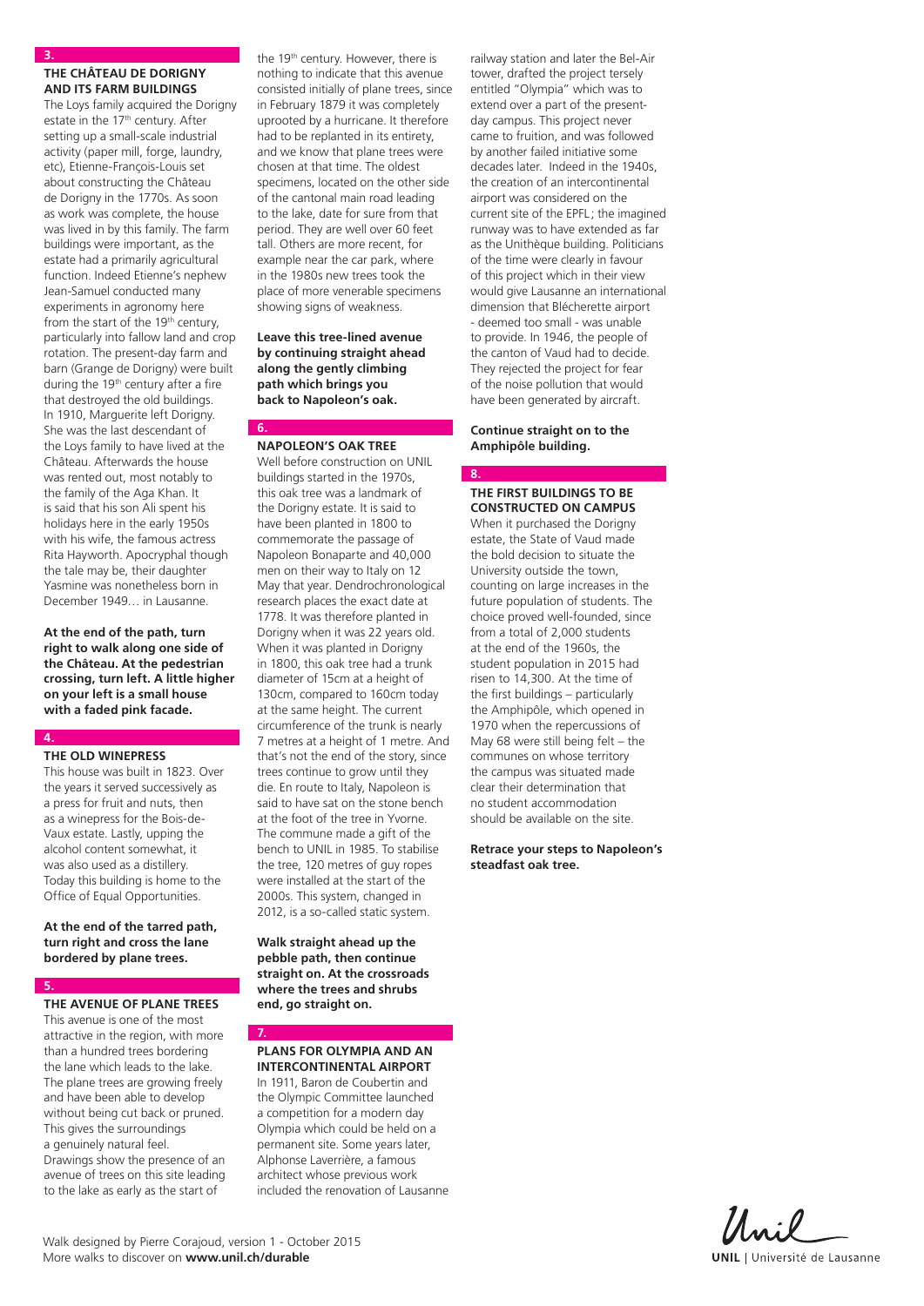## 3.

### THE CHÂTEAU DE DORIGNY AND ITS FARM BUILDINGS

The Loys family acquired the Dorigny estate in the 17th century. After setting up a small-scale industrial activity (paper mill, forge, laundry, etc), Etienne-François-Louis set about constructing the Château de Dorigny in the 1770s. As soon as work was complete, the house was lived in by this family. The farm buildings were important, as the estate had a primarily agricultural function. Indeed Etienne's nephew Jean-Samuel conducted many experiments in agronomy here from the start of the 19th century, particularly into fallow land and crop rotation. The present-day farm and barn (Grange de Dorigny) were built during the 19th century after a fire that destroyed the old buildings. In 1910, Marguerite left Dorigny. She was the last descendant of the Loys family to have lived at the Château. Afterwards the house was rented out, most notably to the family of the Aga Khan. It is said that his son Ali spent his holidays here in the early 1950s with his wife, the famous actress Rita Hayworth. Apocryphal though the tale may be, their daughter Yasmine was nonetheless born in December 1949… in Lausanne.

**At the end of the path, turn right to walk along one side of the Château. At the pedestrian crossing, turn left. A little higher on your left is a small house with a faded pink facade.**

## 4.

### THE OLD WINEPRESS

This house was built in 1823. Over the years it served successively as a press for fruit and nuts, then as a winepress for the Bois-de-Vaux estate. Lastly, upping the alcohol content somewhat, it was also used as a distillery. Today this building is home to the Office of Equal Opportunities.

**At the end of the tarred path, turn right and cross the lane bordered by plane trees.**

## 5.

### THE AVENUE OF PLANE TREES

This avenue is one of the most attractive in the region, with more than a hundred trees bordering the lane which leads to the lake. The plane trees are growing freely and have been able to develop without being cut back or pruned. This gives the surroundings a genuinely natural feel. Drawings show the presence of an avenue of trees on this site leading to the lake as early as the start of the 19th century. However, there is nothing to indicate that this avenue consisted initially of plane trees, since in February 1879 it was completely uprooted by a hurricane. It therefore had to be replanted in its entirety, and we know that plane trees were chosen at that time. The oldest specimens, located on the other side of the cantonal main road leading to the lake, date for sure from that period. They are well over 60 feet tall. Others are more recent, for example near the car park, where in the 1980s new trees took the place of more venerable specimens showing signs of weakness.

**Leave this tree-lined avenue by continuing straight ahead along the gently climbing path which brings you back to Napoleon's oak.**

## 6.

### NAPOLEON'S OAK TREE

Well before construction on UNIL buildings started in the 1970s, this oak tree was a landmark of the Dorigny estate. It is said to have been planted in 1800 to commemorate the passage of Napoleon Bonaparte and 40,000 men on their way to Italy on 12 May that year. Dendrochronological research places the exact date at 1778. It was therefore planted in Dorigny when it was 22 years old. When it was planted in Dorigny in 1800, this oak tree had a trunk diameter of 15cm at a height of 130cm, compared to 160cm today at the same height. The current circumference of the trunk is nearly 7 metres at a height of 1 metre. And that's not the end of the story, since trees continue to grow until they die. En route to Italy, Napoleon is said to have sat on the stone bench at the foot of the tree in Yvorne. The commune made a gift of the bench to UNIL in 1985. To stabilise the tree, 120 metres of guy ropes were installed at the start of the 2000s. This system, changed in 2012, is a so-called static system.

**Walk straight ahead up the pebble path, then continue straight on. At the crossroads where the trees and shrubs end, go straight on.**

## 7.

### PLANS FOR OLYMPIA AND AN INTERCONTINENTAL AIRPORT

In 1911, Baron de Coubertin and the Olympic Committee launched a competition for a modern day Olympia which could be held on a permanent site. Some years later, Alphonse Laverrière, a famous architect whose previous work included the renovation of Lausanne railway station and later the Bel-Air tower, drafted the project tersely entitled "Olympia" which was to extend over a part of the present-day campus. This project never came to fruition, and was followed by another failed initiative some decades later. Indeed in the 1940s, the creation of an intercontinental airport was considered on the current site of the EPFL; the imagined runway was to have extended as far as the Unithèque building. Politicians of the time were clearly in favour of this project which in their view would give Lausanne an international dimension that Blécherette airport - deemed too small - was unable to provide. In 1946, the people of the canton of Vaud had to decide. They rejected the project for fear of the noise pollution that would have been generated by aircraft.

**Continue straight on to the Amphipôle building.**

## 8.

### THE FIRST BUILDINGS TO BE CONSTRUCTED ON CAMPUS

When it purchased the Dorigny estate, the State of Vaud made the bold decision to situate the University outside the town, counting on large increases in the future population of students. The choice proved well-founded, since from a total of 2,000 students at the end of the 1960s, the student population in 2015 had risen to 14,300. At the time of the first buildings – particularly the Amphipôle, which opened in 1970 when the repercussions of May 68 were still being felt – the communes on whose territory the campus was situated made clear their determination that no student accommodation should be available on the site.

**Retrace your steps to Napoleon's steadfast oak tree.**

Walk designed by Pierre Corajoud, version 1 - October 2015
More walks to discover on **www.unil.ch/durable**

UNIL | Université de Lausanne